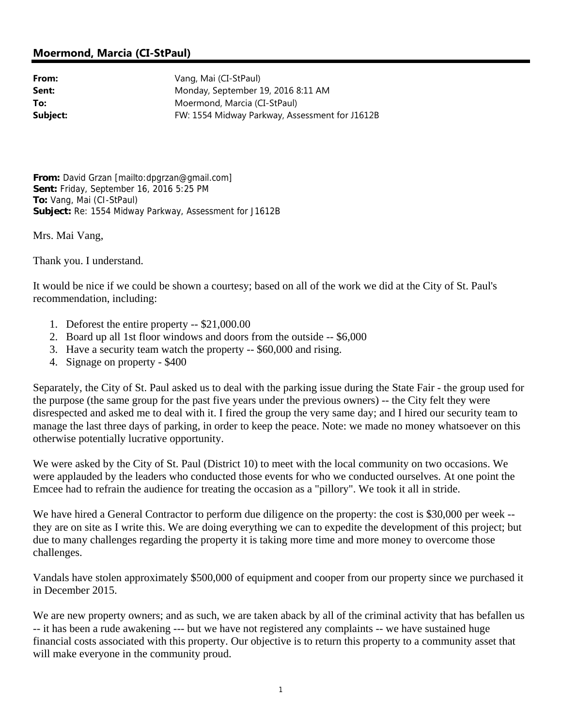## Moermond, Marcia (CI-StPaul)

| | |
|---|---|
| **From:** | Vang, Mai (CI-StPaul) |
| **Sent:** | Monday, September 19, 2016 8:11 AM |
| **To:** | Moermond, Marcia (CI-StPaul) |
| **Subject:** | FW: 1554 Midway Parkway, Assessment for J1612B |

**From:** David Grzan [mailto:dpgrzan@gmail.com]
**Sent:** Friday, September 16, 2016 5:25 PM
**To:** Vang, Mai (CI-StPaul)
**Subject:** Re: 1554 Midway Parkway, Assessment for J1612B

Mrs. Mai Vang,

Thank you. I understand.

It would be nice if we could be shown a courtesy; based on all of the work we did at the City of St. Paul's recommendation, including:

1. Deforest the entire property -- $21,000.00
2. Board up all 1st floor windows and doors from the outside -- $6,000
3. Have a security team watch the property -- $60,000 and rising.
4. Signage on property - $400

Separately, the City of St. Paul asked us to deal with the parking issue during the State Fair - the group used for the purpose (the same group for the past five years under the previous owners) -- the City felt they were disrespected and asked me to deal with it. I fired the group the very same day; and I hired our security team to manage the last three days of parking, in order to keep the peace. Note: we made no money whatsoever on this otherwise potentially lucrative opportunity.

We were asked by the City of St. Paul (District 10) to meet with the local community on two occasions. We were applauded by the leaders who conducted those events for who we conducted ourselves. At one point the Emcee had to refrain the audience for treating the occasion as a "pillory". We took it all in stride.

We have hired a General Contractor to perform due diligence on the property: the cost is $30,000 per week -- they are on site as I write this. We are doing everything we can to expedite the development of this project; but due to many challenges regarding the property it is taking more time and more money to overcome those challenges.

Vandals have stolen approximately $500,000 of equipment and cooper from our property since we purchased it in December 2015.

We are new property owners; and as such, we are taken aback by all of the criminal activity that has befallen us -- it has been a rude awakening --- but we have not registered any complaints -- we have sustained huge financial costs associated with this property. Our objective is to return this property to a community asset that will make everyone in the community proud.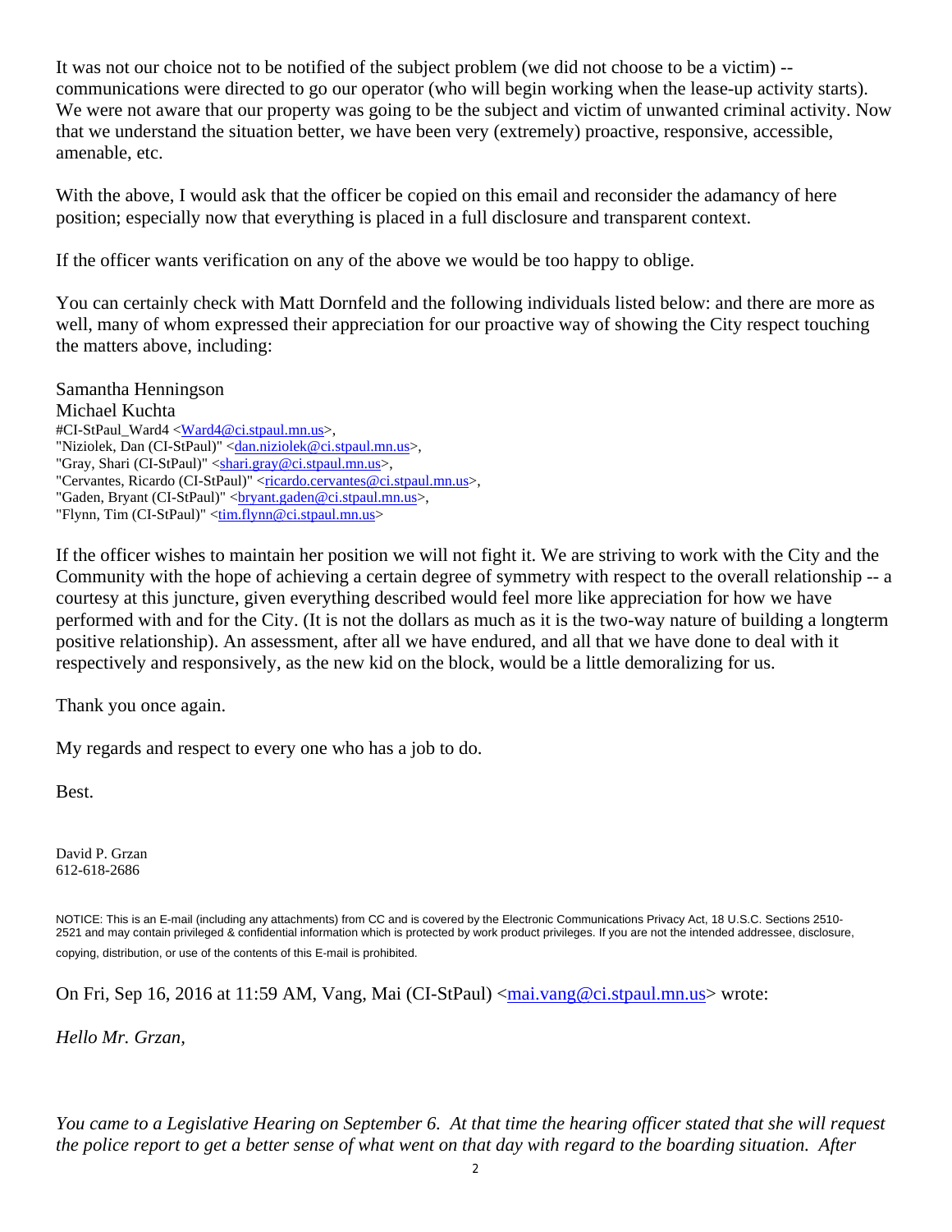It was not our choice not to be notified of the subject problem (we did not choose to be a victim) -- communications were directed to go our operator (who will begin working when the lease-up activity starts). We were not aware that our property was going to be the subject and victim of unwanted criminal activity. Now that we understand the situation better, we have been very (extremely) proactive, responsive, accessible, amenable, etc.

With the above, I would ask that the officer be copied on this email and reconsider the adamancy of here position; especially now that everything is placed in a full disclosure and transparent context.

If the officer wants verification on any of the above we would be too happy to oblige.

You can certainly check with Matt Dornfeld and the following individuals listed below: and there are more as well, many of whom expressed their appreciation for our proactive way of showing the City respect touching the matters above, including:

Samantha Henningson
Michael Kuchta
#CI-StPaul_Ward4 <Ward4@ci.stpaul.mn.us>,
"Niziolek, Dan (CI-StPaul)" <dan.niziolek@ci.stpaul.mn.us>,
"Gray, Shari (CI-StPaul)" <shari.gray@ci.stpaul.mn.us>,
"Cervantes, Ricardo (CI-StPaul)" <ricardo.cervantes@ci.stpaul.mn.us>,
"Gaden, Bryant (CI-StPaul)" <bryant.gaden@ci.stpaul.mn.us>,
"Flynn, Tim (CI-StPaul)" <tim.flynn@ci.stpaul.mn.us>

If the officer wishes to maintain her position we will not fight it. We are striving to work with the City and the Community with the hope of achieving a certain degree of symmetry with respect to the overall relationship -- a courtesy at this juncture, given everything described would feel more like appreciation for how we have performed with and for the City. (It is not the dollars as much as it is the two-way nature of building a longterm positive relationship). An assessment, after all we have endured, and all that we have done to deal with it respectively and responsively, as the new kid on the block, would be a little demoralizing for us.

Thank you once again.

My regards and respect to every one who has a job to do.

Best.

David P. Grzan
612-618-2686

NOTICE: This is an E-mail (including any attachments) from CC and is covered by the Electronic Communications Privacy Act, 18 U.S.C. Sections 2510-2521 and may contain privileged & confidential information which is protected by work product privileges. If you are not the intended addressee, disclosure, copying, distribution, or use of the contents of this E-mail is prohibited.

On Fri, Sep 16, 2016 at 11:59 AM, Vang, Mai (CI-StPaul) <mai.vang@ci.stpaul.mn.us> wrote:

*Hello Mr. Grzan,*

*You came to a Legislative Hearing on September 6. At that time the hearing officer stated that she will request the police report to get a better sense of what went on that day with regard to the boarding situation. After*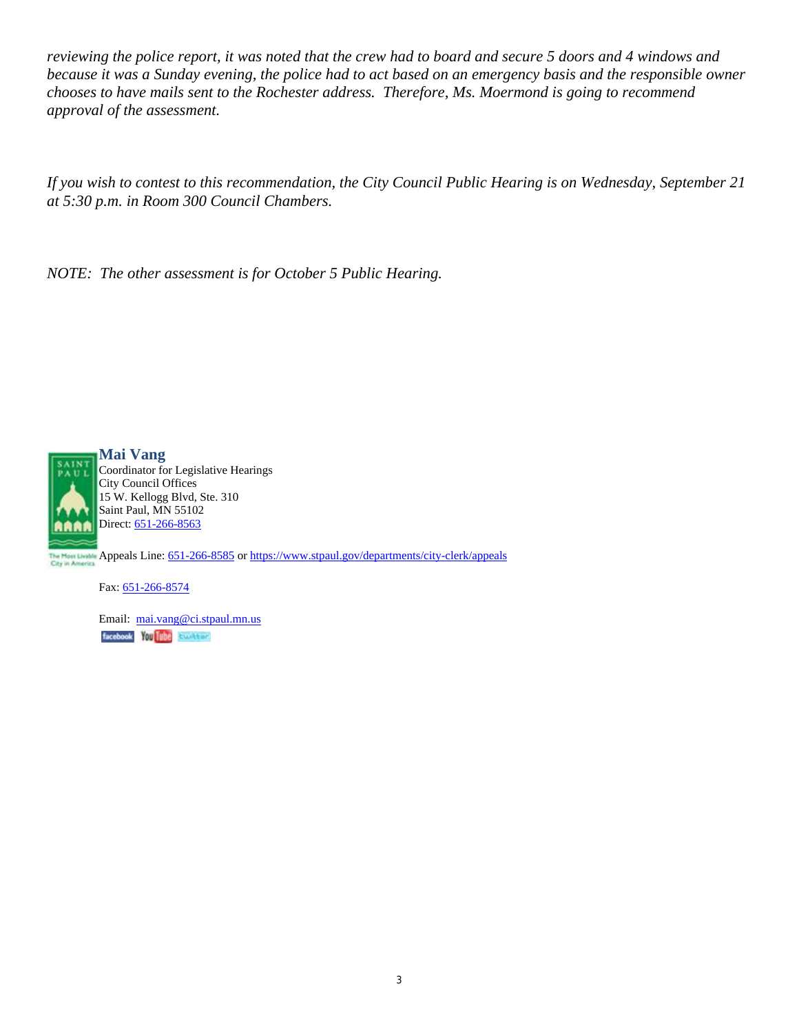*reviewing the police report, it was noted that the crew had to board and secure 5 doors and 4 windows and because it was a Sunday evening, the police had to act based on an emergency basis and the responsible owner chooses to have mails sent to the Rochester address. Therefore, Ms. Moermond is going to recommend approval of the assessment.*

*If you wish to contest to this recommendation, the City Council Public Hearing is on Wednesday, September 21 at 5:30 p.m. in Room 300 Council Chambers.*

*NOTE: The other assessment is for October 5 Public Hearing.*

**Mai Vang**
Coordinator for Legislative Hearings
City Council Offices
15 W. Kellogg Blvd, Ste. 310
Saint Paul, MN 55102
Direct: 651-266-8563

Appeals Line: 651-266-8585 or https://www.stpaul.gov/departments/city-clerk/appeals

Fax: 651-266-8574

Email: mai.vang@ci.stpaul.mn.us